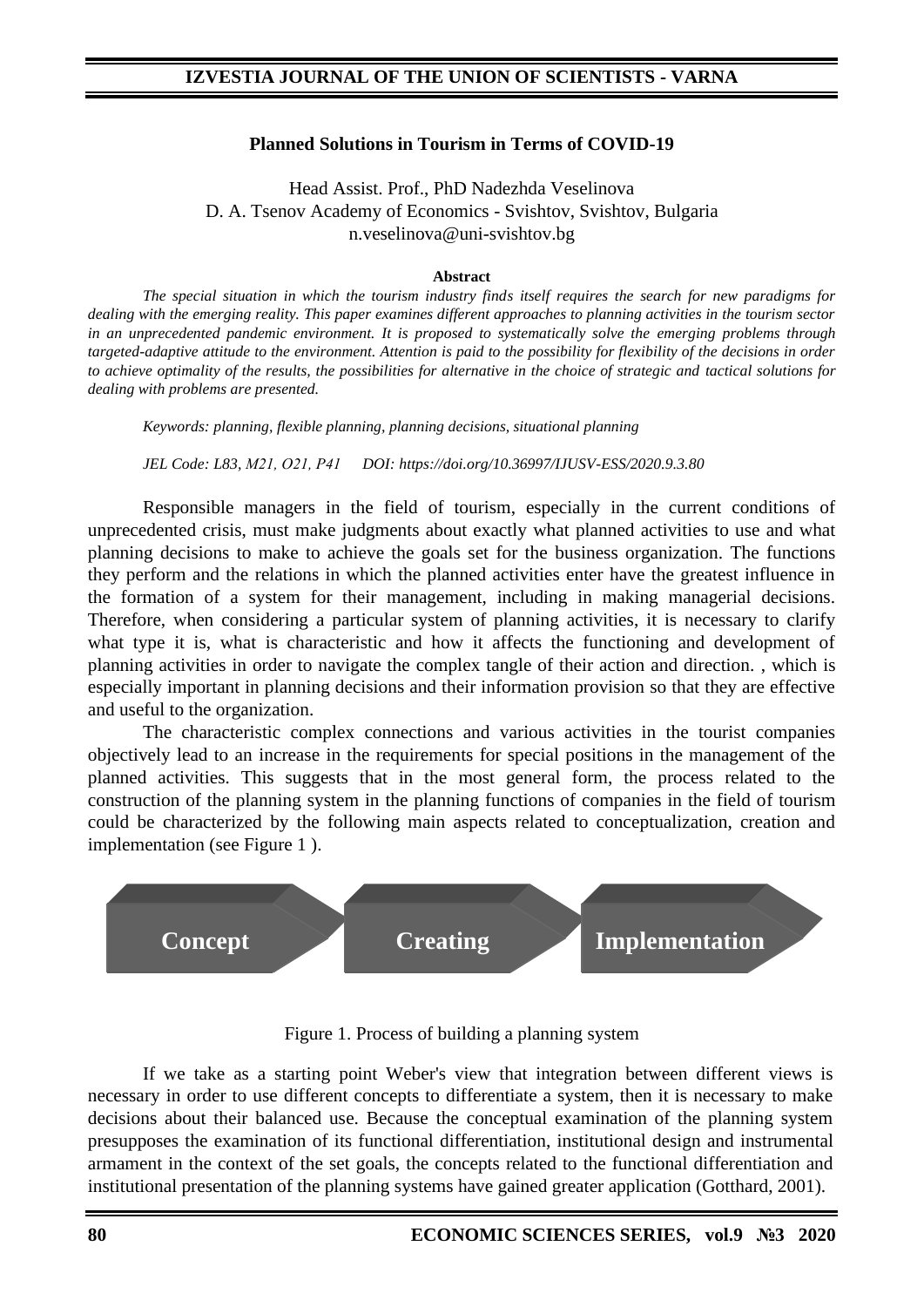# Planned Solutions in Tourism in Terms of COVID-19

Head Assist. Prof., PhD Nadezhda Veselinova
D. A. Tsenov Academy of Economics - Svishtov, Svishtov, Bulgaria
n.veselinova@uni-svishtov.bg

**Abstract**

*The special situation in which the tourism industry finds itself requires the search for new paradigms for dealing with the emerging reality. This paper examines different approaches to planning activities in the tourism sector in an unprecedented pandemic environment. It is proposed to systematically solve the emerging problems through targeted-adaptive attitude to the environment. Attention is paid to the possibility for flexibility of the decisions in order to achieve optimality of the results, the possibilities for alternative in the choice of strategic and tactical solutions for dealing with problems are presented.*

*Keywords: planning, flexible planning, planning decisions, situational planning*

*JEL Code: L83, M21, O21, P41 DOI: https://doi.org/10.36997/IJUSV-ESS/2020.9.3.80*

Responsible managers in the field of tourism, especially in the current conditions of unprecedented crisis, must make judgments about exactly what planned activities to use and what planning decisions to make to achieve the goals set for the business organization. The functions they perform and the relations in which the planned activities enter have the greatest influence in the formation of a system for their management, including in making managerial decisions. Therefore, when considering a particular system of planning activities, it is necessary to clarify what type it is, what is characteristic and how it affects the functioning and development of planning activities in order to navigate the complex tangle of their action and direction. , which is especially important in planning decisions and their information provision so that they are effective and useful to the organization.

The characteristic complex connections and various activities in the tourist companies objectively lead to an increase in the requirements for special positions in the management of the planned activities. This suggests that in the most general form, the process related to the construction of the planning system in the planning functions of companies in the field of tourism could be characterized by the following main aspects related to conceptualization, creation and implementation (see Figure 1 ).

**Concept** → **Creating** → **Implementation**

Figure 1. Process of building a planning system

If we take as a starting point Weber's view that integration between different views is necessary in order to use different concepts to differentiate a system, then it is necessary to make decisions about their balanced use. Because the conceptual examination of the planning system presupposes the examination of its functional differentiation, institutional design and instrumental armament in the context of the set goals, the concepts related to the functional differentiation and institutional presentation of the planning systems have gained greater application (Gotthard, 2001).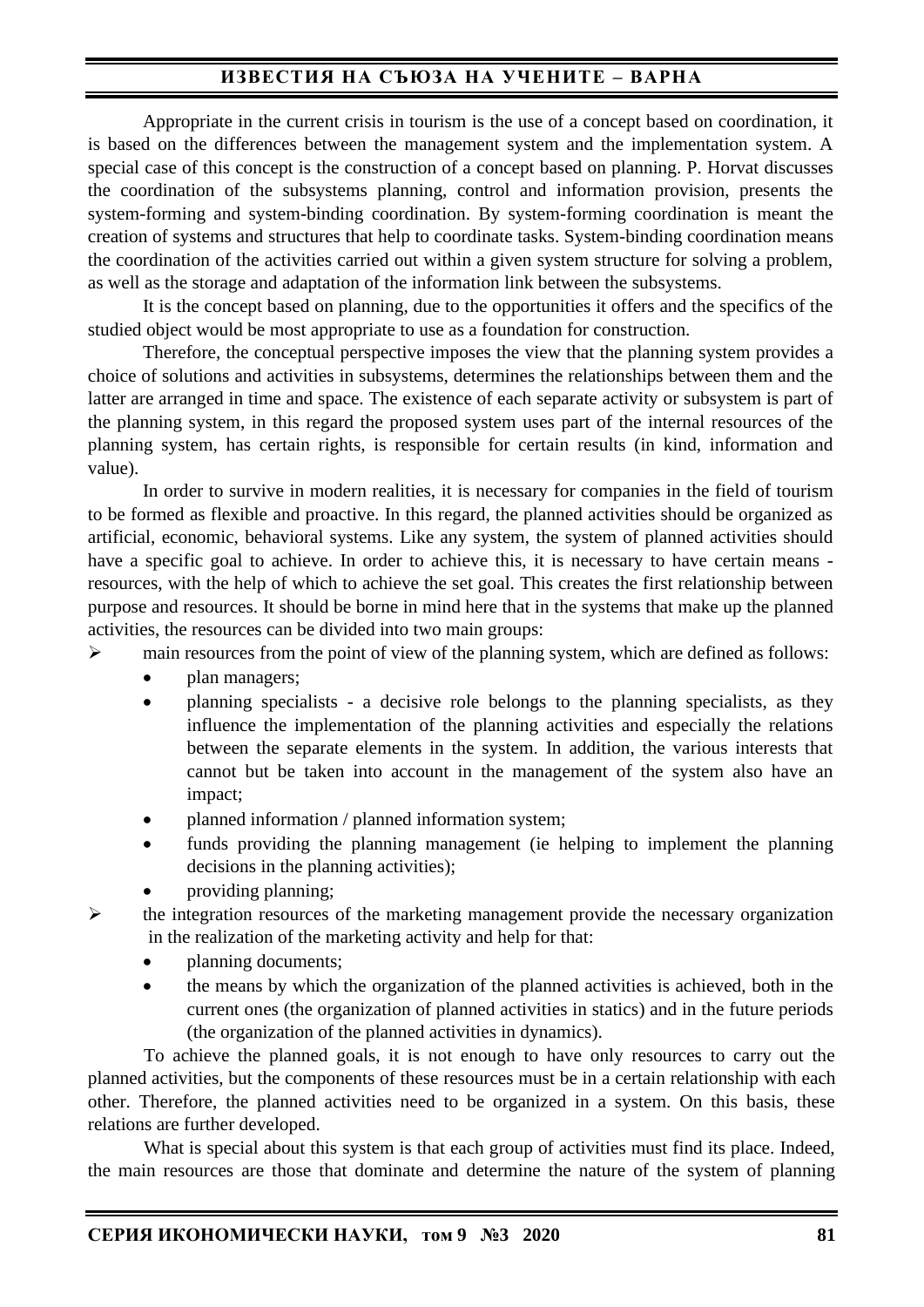Appropriate in the current crisis in tourism is the use of a concept based on coordination, it is based on the differences between the management system and the implementation system. A special case of this concept is the construction of a concept based on planning. P. Horvat discusses the coordination of the subsystems planning, control and information provision, presents the system-forming and system-binding coordination. By system-forming coordination is meant the creation of systems and structures that help to coordinate tasks. System-binding coordination means the coordination of the activities carried out within a given system structure for solving a problem, as well as the storage and adaptation of the information link between the subsystems.

It is the concept based on planning, due to the opportunities it offers and the specifics of the studied object would be most appropriate to use as a foundation for construction.

Therefore, the conceptual perspective imposes the view that the planning system provides a choice of solutions and activities in subsystems, determines the relationships between them and the latter are arranged in time and space. The existence of each separate activity or subsystem is part of the planning system, in this regard the proposed system uses part of the internal resources of the planning system, has certain rights, is responsible for certain results (in kind, information and value).

In order to survive in modern realities, it is necessary for companies in the field of tourism to be formed as flexible and proactive. In this regard, the planned activities should be organized as artificial, economic, behavioral systems. Like any system, the system of planned activities should have a specific goal to achieve. In order to achieve this, it is necessary to have certain means - resources, with the help of which to achieve the set goal. This creates the first relationship between purpose and resources. It should be borne in mind here that in the systems that make up the planned activities, the resources can be divided into two main groups:

- main resources from the point of view of the planning system, which are defined as follows:
  - plan managers;
  - planning specialists - a decisive role belongs to the planning specialists, as they influence the implementation of the planning activities and especially the relations between the separate elements in the system. In addition, the various interests that cannot but be taken into account in the management of the system also have an impact;
  - planned information / planned information system;
  - funds providing the planning management (ie helping to implement the planning decisions in the planning activities);
  - providing planning;
- the integration resources of the marketing management provide the necessary organization in the realization of the marketing activity and help for that:
  - planning documents;
  - the means by which the organization of the planned activities is achieved, both in the current ones (the organization of planned activities in statics) and in the future periods (the organization of the planned activities in dynamics).

To achieve the planned goals, it is not enough to have only resources to carry out the planned activities, but the components of these resources must be in a certain relationship with each other. Therefore, the planned activities need to be organized in a system. On this basis, these relations are further developed.

What is special about this system is that each group of activities must find its place. Indeed, the main resources are those that dominate and determine the nature of the system of planning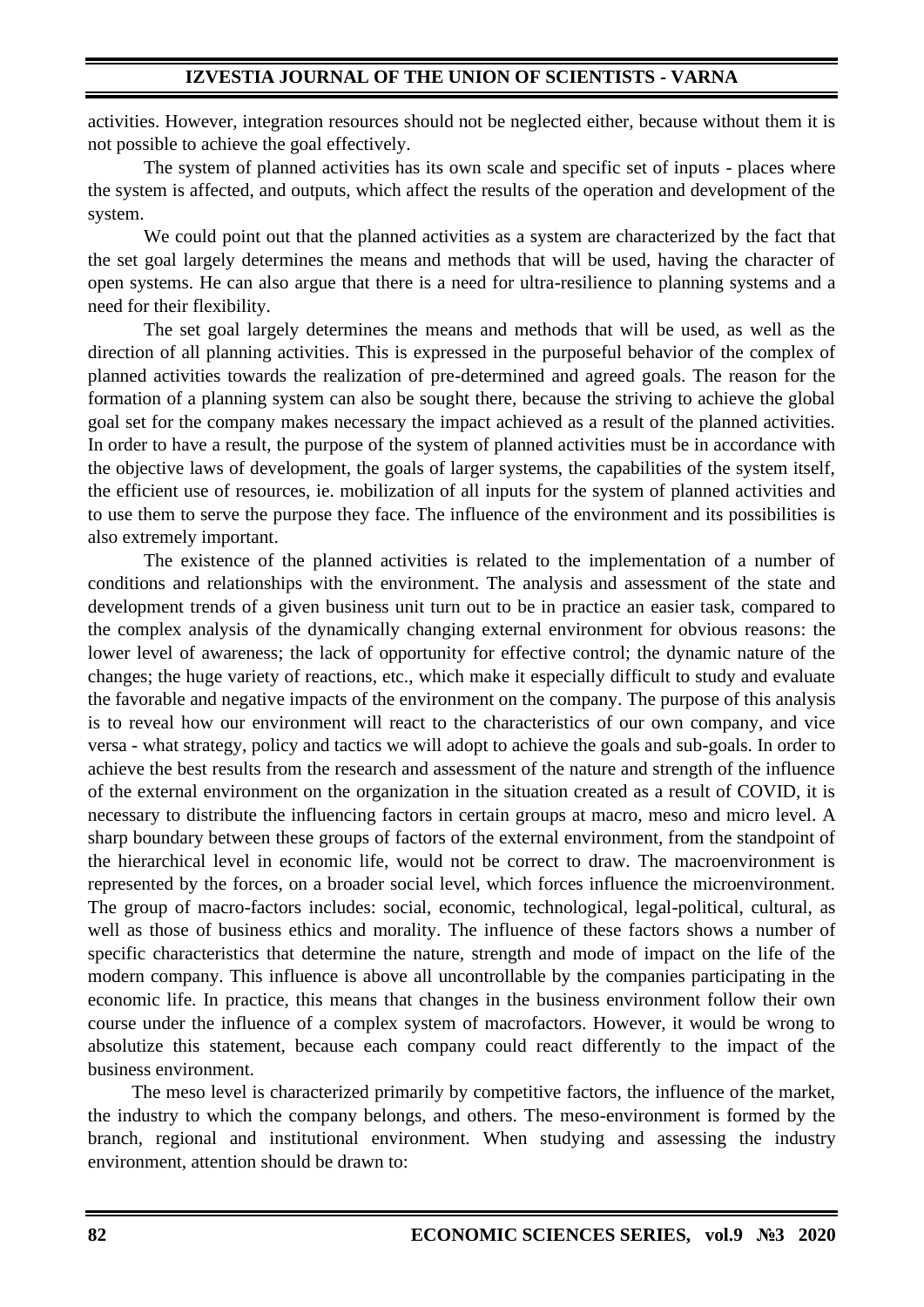activities. However, integration resources should not be neglected either, because without them it is not possible to achieve the goal effectively.

The system of planned activities has its own scale and specific set of inputs - places where the system is affected, and outputs, which affect the results of the operation and development of the system.

We could point out that the planned activities as a system are characterized by the fact that the set goal largely determines the means and methods that will be used, having the character of open systems. He can also argue that there is a need for ultra-resilience to planning systems and a need for their flexibility.

The set goal largely determines the means and methods that will be used, as well as the direction of all planning activities. This is expressed in the purposeful behavior of the complex of planned activities towards the realization of pre-determined and agreed goals. The reason for the formation of a planning system can also be sought there, because the striving to achieve the global goal set for the company makes necessary the impact achieved as a result of the planned activities. In order to have a result, the purpose of the system of planned activities must be in accordance with the objective laws of development, the goals of larger systems, the capabilities of the system itself, the efficient use of resources, ie. mobilization of all inputs for the system of planned activities and to use them to serve the purpose they face. The influence of the environment and its possibilities is also extremely important.

The existence of the planned activities is related to the implementation of a number of conditions and relationships with the environment. The analysis and assessment of the state and development trends of a given business unit turn out to be in practice an easier task, compared to the complex analysis of the dynamically changing external environment for obvious reasons: the lower level of awareness; the lack of opportunity for effective control; the dynamic nature of the changes; the huge variety of reactions, etc., which make it especially difficult to study and evaluate the favorable and negative impacts of the environment on the company. The purpose of this analysis is to reveal how our environment will react to the characteristics of our own company, and vice versa - what strategy, policy and tactics we will adopt to achieve the goals and sub-goals. In order to achieve the best results from the research and assessment of the nature and strength of the influence of the external environment on the organization in the situation created as a result of COVID, it is necessary to distribute the influencing factors in certain groups at macro, meso and micro level. A sharp boundary between these groups of factors of the external environment, from the standpoint of the hierarchical level in economic life, would not be correct to draw. The macroenvironment is represented by the forces, on a broader social level, which forces influence the microenvironment. The group of macro-factors includes: social, economic, technological, legal-political, cultural, as well as those of business ethics and morality. The influence of these factors shows a number of specific characteristics that determine the nature, strength and mode of impact on the life of the modern company. This influence is above all uncontrollable by the companies participating in the economic life. In practice, this means that changes in the business environment follow their own course under the influence of a complex system of macrofactors. However, it would be wrong to absolutize this statement, because each company could react differently to the impact of the business environment.

The meso level is characterized primarily by competitive factors, the influence of the market, the industry to which the company belongs, and others. The meso-environment is formed by the branch, regional and institutional environment. When studying and assessing the industry environment, attention should be drawn to: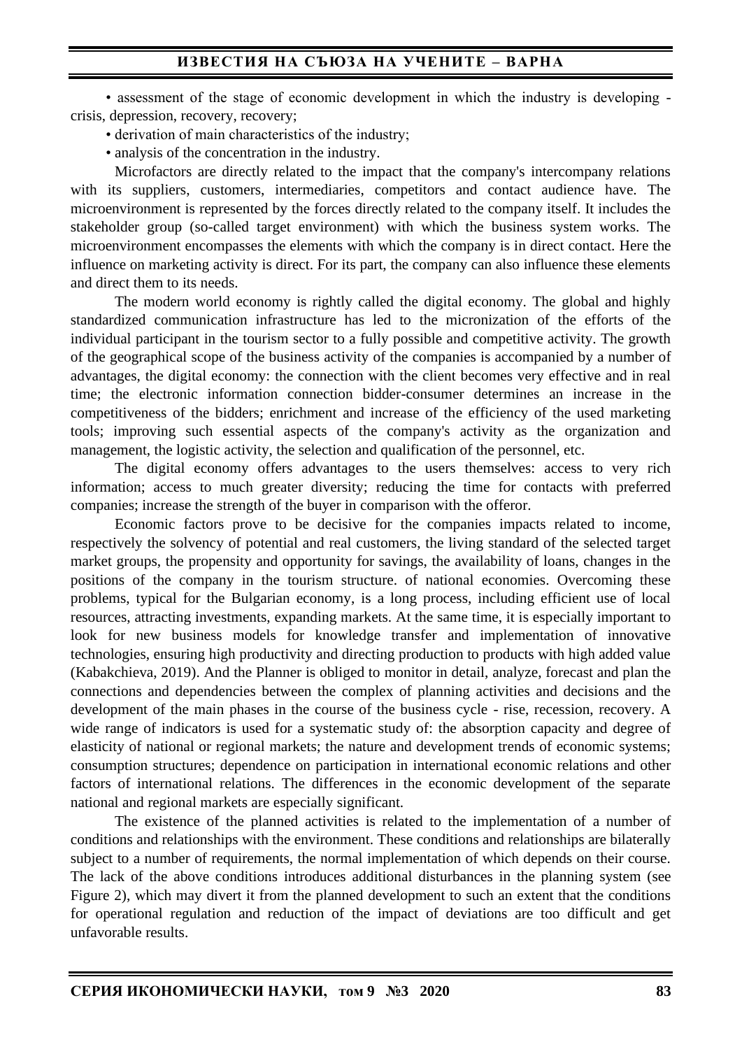• assessment of the stage of economic development in which the industry is developing - crisis, depression, recovery, recovery;

• derivation of main characteristics of the industry;

• analysis of the concentration in the industry.

Microfactors are directly related to the impact that the company's intercompany relations with its suppliers, customers, intermediaries, competitors and contact audience have. The microenvironment is represented by the forces directly related to the company itself. It includes the stakeholder group (so-called target environment) with which the business system works. The microenvironment encompasses the elements with which the company is in direct contact. Here the influence on marketing activity is direct. For its part, the company can also influence these elements and direct them to its needs.

The modern world economy is rightly called the digital economy. The global and highly standardized communication infrastructure has led to the micronization of the efforts of the individual participant in the tourism sector to a fully possible and competitive activity. The growth of the geographical scope of the business activity of the companies is accompanied by a number of advantages, the digital economy: the connection with the client becomes very effective and in real time; the electronic information connection bidder-consumer determines an increase in the competitiveness of the bidders; enrichment and increase of the efficiency of the used marketing tools; improving such essential aspects of the company's activity as the organization and management, the logistic activity, the selection and qualification of the personnel, etc.

The digital economy offers advantages to the users themselves: access to very rich information; access to much greater diversity; reducing the time for contacts with preferred companies; increase the strength of the buyer in comparison with the offeror.

Economic factors prove to be decisive for the companies impacts related to income, respectively the solvency of potential and real customers, the living standard of the selected target market groups, the propensity and opportunity for savings, the availability of loans, changes in the positions of the company in the tourism structure. of national economies. Overcoming these problems, typical for the Bulgarian economy, is a long process, including efficient use of local resources, attracting investments, expanding markets. At the same time, it is especially important to look for new business models for knowledge transfer and implementation of innovative technologies, ensuring high productivity and directing production to products with high added value (Kabakchieva, 2019). And the Planner is obliged to monitor in detail, analyze, forecast and plan the connections and dependencies between the complex of planning activities and decisions and the development of the main phases in the course of the business cycle - rise, recession, recovery. A wide range of indicators is used for a systematic study of: the absorption capacity and degree of elasticity of national or regional markets; the nature and development trends of economic systems; consumption structures; dependence on participation in international economic relations and other factors of international relations. The differences in the economic development of the separate national and regional markets are especially significant.

The existence of the planned activities is related to the implementation of a number of conditions and relationships with the environment. These conditions and relationships are bilaterally subject to a number of requirements, the normal implementation of which depends on their course. The lack of the above conditions introduces additional disturbances in the planning system (see Figure 2), which may divert it from the planned development to such an extent that the conditions for operational regulation and reduction of the impact of deviations are too difficult and get unfavorable results.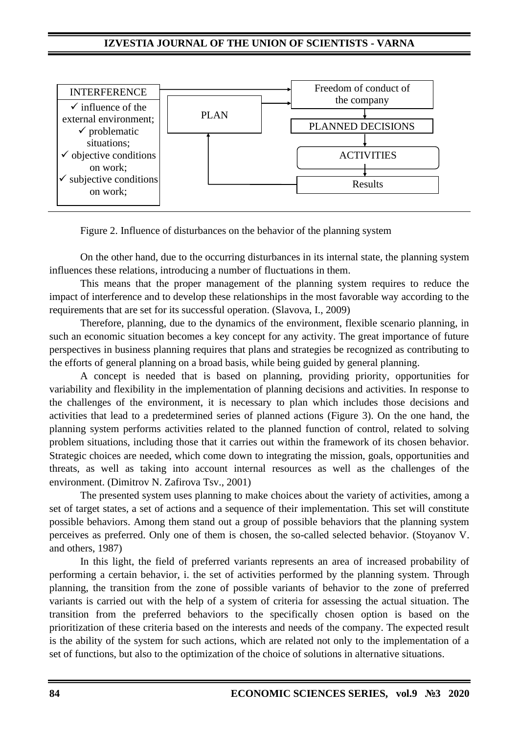INTERFERENCE

- ✓ influence of the external environment;
- ✓ problematic situations;
- ✓ objective conditions on work;
- ✓ subjective conditions on work;

PLAN

Freedom of conduct of the company

PLANNED DECISIONS

ACTIVITIES

Results

Figure 2. Influence of disturbances on the behavior of the planning system

On the other hand, due to the occurring disturbances in its internal state, the planning system influences these relations, introducing a number of fluctuations in them.

This means that the proper management of the planning system requires to reduce the impact of interference and to develop these relationships in the most favorable way according to the requirements that are set for its successful operation. (Slavova, I., 2009)

Therefore, planning, due to the dynamics of the environment, flexible scenario planning, in such an economic situation becomes a key concept for any activity. The great importance of future perspectives in business planning requires that plans and strategies be recognized as contributing to the efforts of general planning on a broad basis, while being guided by general planning.

A concept is needed that is based on planning, providing priority, opportunities for variability and flexibility in the implementation of planning decisions and activities. In response to the challenges of the environment, it is necessary to plan which includes those decisions and activities that lead to a predetermined series of planned actions (Figure 3). On the one hand, the planning system performs activities related to the planned function of control, related to solving problem situations, including those that it carries out within the framework of its chosen behavior. Strategic choices are needed, which come down to integrating the mission, goals, opportunities and threats, as well as taking into account internal resources as well as the challenges of the environment. (Dimitrov N. Zafirova Tsv., 2001)

The presented system uses planning to make choices about the variety of activities, among a set of target states, a set of actions and a sequence of their implementation. This set will constitute possible behaviors. Among them stand out a group of possible behaviors that the planning system perceives as preferred. Only one of them is chosen, the so-called selected behavior. (Stoyanov V. and others, 1987)

In this light, the field of preferred variants represents an area of increased probability of performing a certain behavior, i. the set of activities performed by the planning system. Through planning, the transition from the zone of possible variants of behavior to the zone of preferred variants is carried out with the help of a system of criteria for assessing the actual situation. The transition from the preferred behaviors to the specifically chosen option is based on the prioritization of these criteria based on the interests and needs of the company. The expected result is the ability of the system for such actions, which are related not only to the implementation of a set of functions, but also to the optimization of the choice of solutions in alternative situations.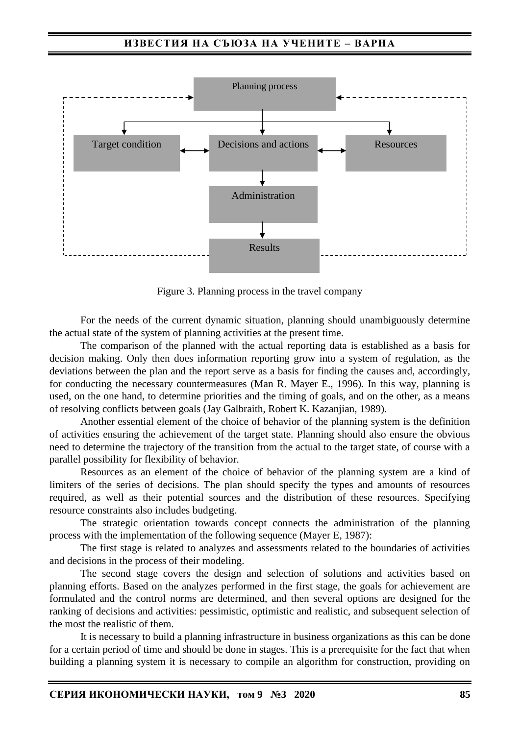Planning process

Target condition | Decisions and actions | Resources

Administration

Results

Figure 3. Planning process in the travel company

For the needs of the current dynamic situation, planning should unambiguously determine the actual state of the system of planning activities at the present time.

The comparison of the planned with the actual reporting data is established as a basis for decision making. Only then does information reporting grow into a system of regulation, as the deviations between the plan and the report serve as a basis for finding the causes and, accordingly, for conducting the necessary countermeasures (Man R. Mayer E., 1996). In this way, planning is used, on the one hand, to determine priorities and the timing of goals, and on the other, as a means of resolving conflicts between goals (Jay Galbraith, Robert K. Kazanjian, 1989).

Another essential element of the choice of behavior of the planning system is the definition of activities ensuring the achievement of the target state. Planning should also ensure the obvious need to determine the trajectory of the transition from the actual to the target state, of course with a parallel possibility for flexibility of behavior.

Resources as an element of the choice of behavior of the planning system are a kind of limiters of the series of decisions. The plan should specify the types and amounts of resources required, as well as their potential sources and the distribution of these resources. Specifying resource constraints also includes budgeting.

The strategic orientation towards concept connects the administration of the planning process with the implementation of the following sequence (Mayer E, 1987):

The first stage is related to analyzes and assessments related to the boundaries of activities and decisions in the process of their modeling.

The second stage covers the design and selection of solutions and activities based on planning efforts. Based on the analyzes performed in the first stage, the goals for achievement are formulated and the control norms are determined, and then several options are designed for the ranking of decisions and activities: pessimistic, optimistic and realistic, and subsequent selection of the most the realistic of them.

It is necessary to build a planning infrastructure in business organizations as this can be done for a certain period of time and should be done in stages. This is a prerequisite for the fact that when building a planning system it is necessary to compile an algorithm for construction, providing on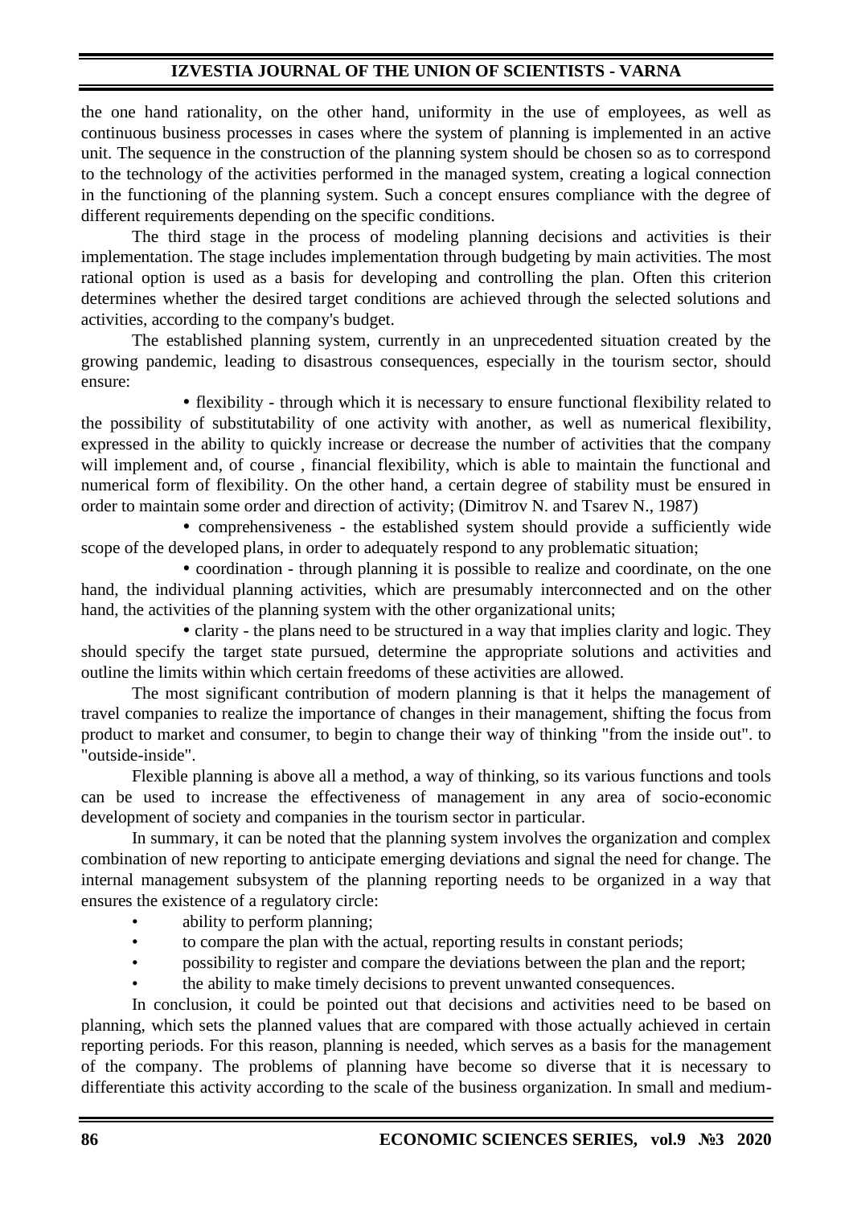the one hand rationality, on the other hand, uniformity in the use of employees, as well as continuous business processes in cases where the system of planning is implemented in an active unit. The sequence in the construction of the planning system should be chosen so as to correspond to the technology of the activities performed in the managed system, creating a logical connection in the functioning of the planning system. Such a concept ensures compliance with the degree of different requirements depending on the specific conditions.

The third stage in the process of modeling planning decisions and activities is their implementation. The stage includes implementation through budgeting by main activities. The most rational option is used as a basis for developing and controlling the plan. Often this criterion determines whether the desired target conditions are achieved through the selected solutions and activities, according to the company's budget.

The established planning system, currently in an unprecedented situation created by the growing pandemic, leading to disastrous consequences, especially in the tourism sector, should ensure:

- flexibility - through which it is necessary to ensure functional flexibility related to the possibility of substitutability of one activity with another, as well as numerical flexibility, expressed in the ability to quickly increase or decrease the number of activities that the company will implement and, of course , financial flexibility, which is able to maintain the functional and numerical form of flexibility. On the other hand, a certain degree of stability must be ensured in order to maintain some order and direction of activity; (Dimitrov N. and Tsarev N., 1987)
- comprehensiveness - the established system should provide a sufficiently wide scope of the developed plans, in order to adequately respond to any problematic situation;
- coordination - through planning it is possible to realize and coordinate, on the one hand, the individual planning activities, which are presumably interconnected and on the other hand, the activities of the planning system with the other organizational units;
- clarity - the plans need to be structured in a way that implies clarity and logic. They should specify the target state pursued, determine the appropriate solutions and activities and outline the limits within which certain freedoms of these activities are allowed.

The most significant contribution of modern planning is that it helps the management of travel companies to realize the importance of changes in their management, shifting the focus from product to market and consumer, to begin to change their way of thinking "from the inside out". to "outside-inside".

Flexible planning is above all a method, a way of thinking, so its various functions and tools can be used to increase the effectiveness of management in any area of socio-economic development of society and companies in the tourism sector in particular.

In summary, it can be noted that the planning system involves the organization and complex combination of new reporting to anticipate emerging deviations and signal the need for change. The internal management subsystem of the planning reporting needs to be organized in a way that ensures the existence of a regulatory circle:

- ability to perform planning;
- to compare the plan with the actual, reporting results in constant periods;
- possibility to register and compare the deviations between the plan and the report;
- the ability to make timely decisions to prevent unwanted consequences.

In conclusion, it could be pointed out that decisions and activities need to be based on planning, which sets the planned values that are compared with those actually achieved in certain reporting periods. For this reason, planning is needed, which serves as a basis for the management of the company. The problems of planning have become so diverse that it is necessary to differentiate this activity according to the scale of the business organization. In small and medium-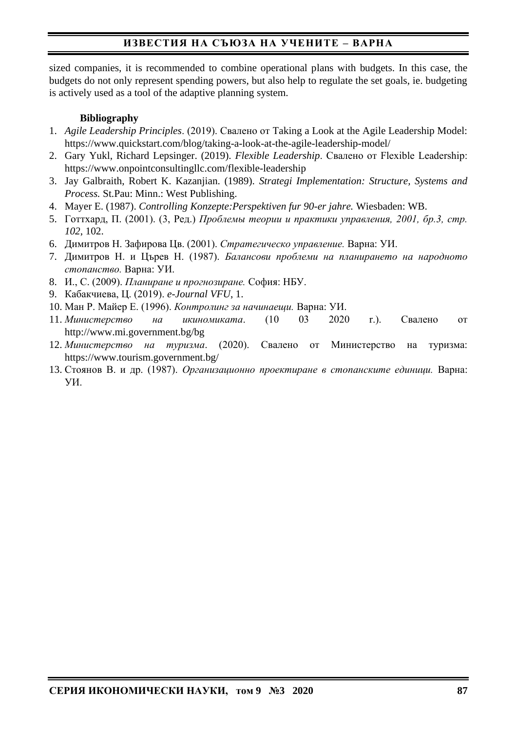sized companies, it is recommended to combine operational plans with budgets. In this case, the budgets do not only represent spending powers, but also help to regulate the set goals, ie. budgeting is actively used as a tool of the adaptive planning system.

**Bibliography**

1. *Agile Leadership Principles*. (2019). Свалено от Taking a Look at the Agile Leadership Model: https://www.quickstart.com/blog/taking-a-look-at-the-agile-leadership-model/
2. Gary Yukl, Richard Lepsinger. (2019). *Flexible Leadership*. Свалено от Flexible Leadership: https://www.onpointconsultingllc.com/flexible-leadership
3. Jay Galbraith, Robert K. Kazanjian. (1989). *Strategi Implementation: Structure, Systems and Process.* St.Pau: Minn.: West Publishing.
4. Mayer E. (1987). *Controlling Konzepte:Perspektiven fur 90-er jahre.* Wiesbaden: WB.
5. Готтхард, П. (2001). (3, Ред.) *Проблемы теории и практики управления, 2001, бр.3, стр. 102*, 102.
6. Димитров Н. Зафирова Цв. (2001). *Стратегическо управление.* Варна: УИ.
7. Димитров Н. и Църев Н. (1987). *Балансови проблеми на планирането на народното стопанство.* Варна: УИ.
8. И., С. (2009). *Планиране и прогнозиране.* София: НБУ.
9. Кабакчиева, Ц. (2019). *e-Journal VFU*, 1.
10. Ман Р. Майер Е. (1996). *Контролинг за начинаещи.* Варна: УИ.
11. *Министерство на икиномиката*. (10 03 2020 г.). Свалено от http://www.mi.government.bg/bg
12. *Министерство на туризма*. (2020). Свалено от Министерство на туризма: https://www.tourism.government.bg/
13. Стоянов В. и др. (1987). *Организационно проектиране в стопанските единици.* Варна: УИ.